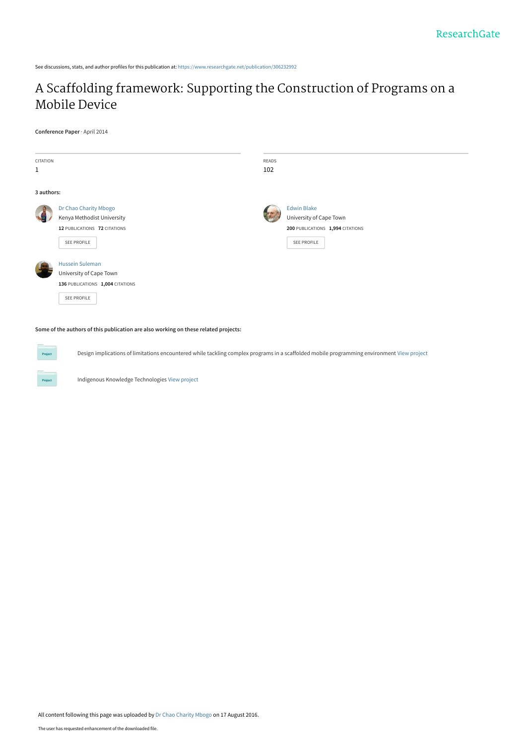ResearchGate

See discussions, stats, and author profiles for this publication at: https://www.researchgate.net/publication/306232992

# A Scaffolding framework: Supporting the Construction of Programs on a Mobile Device

**Conference Paper** · April 2014

| CITATION | READS |
|---|---|
| 1 | 102 |

**3 authors:**

**Dr Chao Charity Mbogo**
Kenya Methodist University
**12** PUBLICATIONS **72** CITATIONS
SEE PROFILE

**Edwin Blake**
University of Cape Town
**200** PUBLICATIONS **1,994** CITATIONS
SEE PROFILE

**Hussein Suleman**
University of Cape Town
**136** PUBLICATIONS **1,004** CITATIONS
SEE PROFILE

**Some of the authors of this publication are also working on these related projects:**

Project: Design implications of limitations encountered while tackling complex programs in a scaffolded mobile programming environment View project

Project: Indigenous Knowledge Technologies View project

All content following this page was uploaded by Dr Chao Charity Mbogo on 17 August 2016.

The user has requested enhancement of the downloaded file.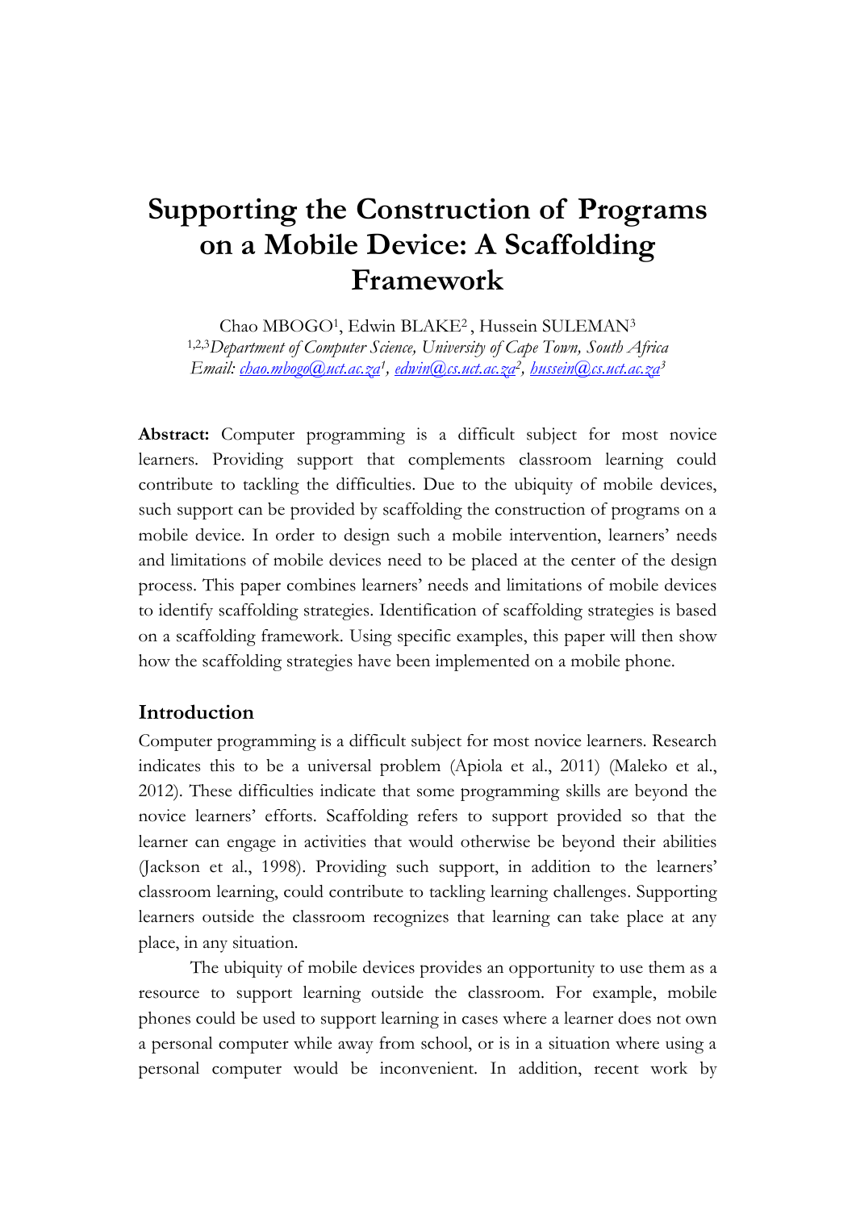# Supporting the Construction of Programs on a Mobile Device: A Scaffolding Framework

Chao MBOGO[1], Edwin BLAKE[2] , Hussein SULEMAN[3]

[1,2,3]*Department of Computer Science, University of Cape Town, South Africa*

*Email: chao.mbogo@uct.ac.za[1], edwin@cs.uct.ac.za[2], hussein@cs.uct.ac.za[3]*

**Abstract:** Computer programming is a difficult subject for most novice learners. Providing support that complements classroom learning could contribute to tackling the difficulties. Due to the ubiquity of mobile devices, such support can be provided by scaffolding the construction of programs on a mobile device. In order to design such a mobile intervention, learners' needs and limitations of mobile devices need to be placed at the center of the design process. This paper combines learners' needs and limitations of mobile devices to identify scaffolding strategies. Identification of scaffolding strategies is based on a scaffolding framework. Using specific examples, this paper will then show how the scaffolding strategies have been implemented on a mobile phone.

## Introduction

Computer programming is a difficult subject for most novice learners. Research indicates this to be a universal problem (Apiola et al., 2011) (Maleko et al., 2012). These difficulties indicate that some programming skills are beyond the novice learners' efforts. Scaffolding refers to support provided so that the learner can engage in activities that would otherwise be beyond their abilities (Jackson et al., 1998). Providing such support, in addition to the learners' classroom learning, could contribute to tackling learning challenges. Supporting learners outside the classroom recognizes that learning can take place at any place, in any situation.

The ubiquity of mobile devices provides an opportunity to use them as a resource to support learning outside the classroom. For example, mobile phones could be used to support learning in cases where a learner does not own a personal computer while away from school, or is in a situation where using a personal computer would be inconvenient. In addition, recent work by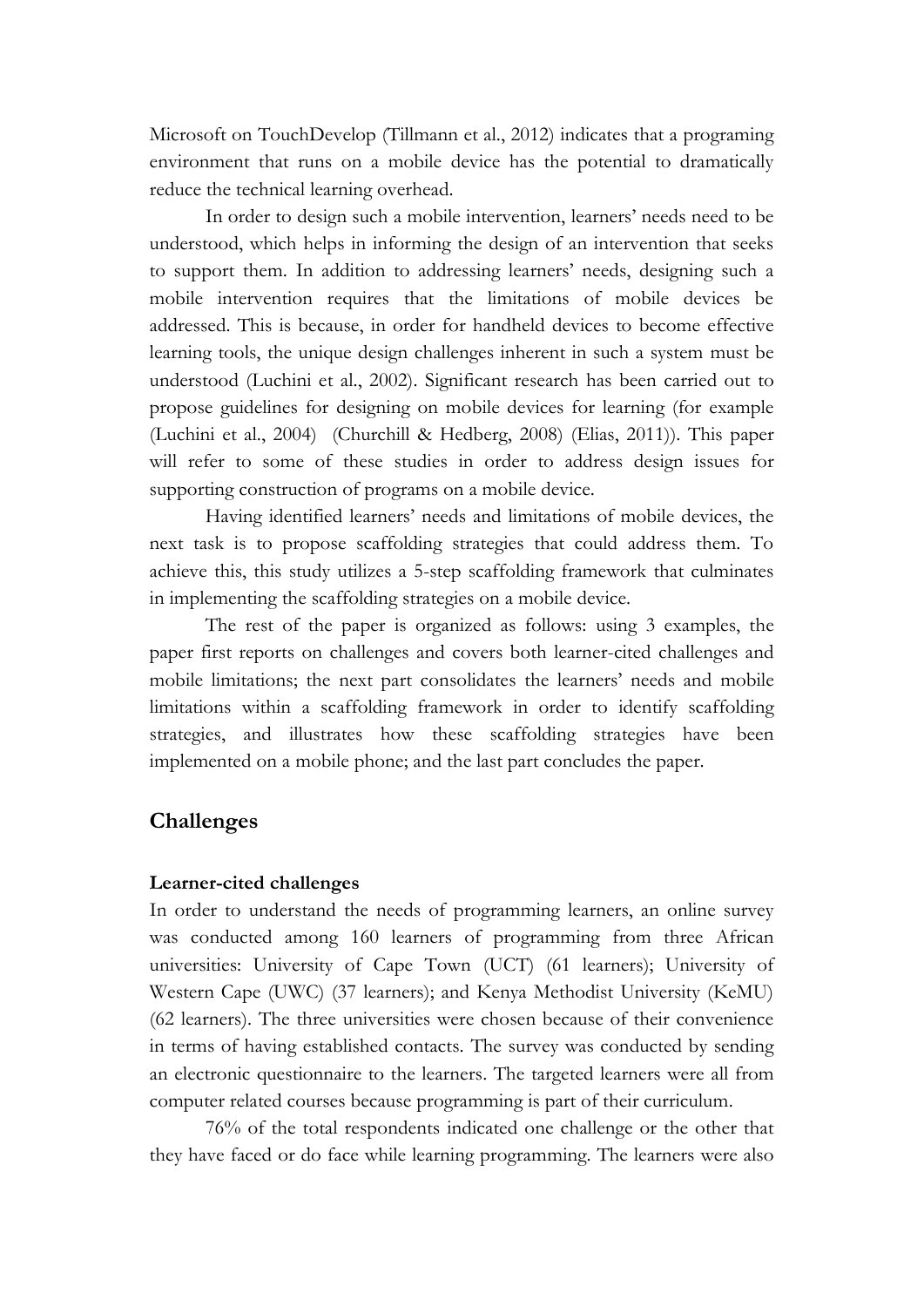Microsoft on TouchDevelop (Tillmann et al., 2012) indicates that a programing environment that runs on a mobile device has the potential to dramatically reduce the technical learning overhead.

In order to design such a mobile intervention, learners' needs need to be understood, which helps in informing the design of an intervention that seeks to support them. In addition to addressing learners' needs, designing such a mobile intervention requires that the limitations of mobile devices be addressed. This is because, in order for handheld devices to become effective learning tools, the unique design challenges inherent in such a system must be understood (Luchini et al., 2002). Significant research has been carried out to propose guidelines for designing on mobile devices for learning (for example (Luchini et al., 2004) (Churchill & Hedberg, 2008) (Elias, 2011)). This paper will refer to some of these studies in order to address design issues for supporting construction of programs on a mobile device.

Having identified learners' needs and limitations of mobile devices, the next task is to propose scaffolding strategies that could address them. To achieve this, this study utilizes a 5-step scaffolding framework that culminates in implementing the scaffolding strategies on a mobile device.

The rest of the paper is organized as follows: using 3 examples, the paper first reports on challenges and covers both learner-cited challenges and mobile limitations; the next part consolidates the learners' needs and mobile limitations within a scaffolding framework in order to identify scaffolding strategies, and illustrates how these scaffolding strategies have been implemented on a mobile phone; and the last part concludes the paper.

## Challenges

### Learner-cited challenges

In order to understand the needs of programming learners, an online survey was conducted among 160 learners of programming from three African universities: University of Cape Town (UCT) (61 learners); University of Western Cape (UWC) (37 learners); and Kenya Methodist University (KeMU) (62 learners). The three universities were chosen because of their convenience in terms of having established contacts. The survey was conducted by sending an electronic questionnaire to the learners. The targeted learners were all from computer related courses because programming is part of their curriculum.

76% of the total respondents indicated one challenge or the other that they have faced or do face while learning programming. The learners were also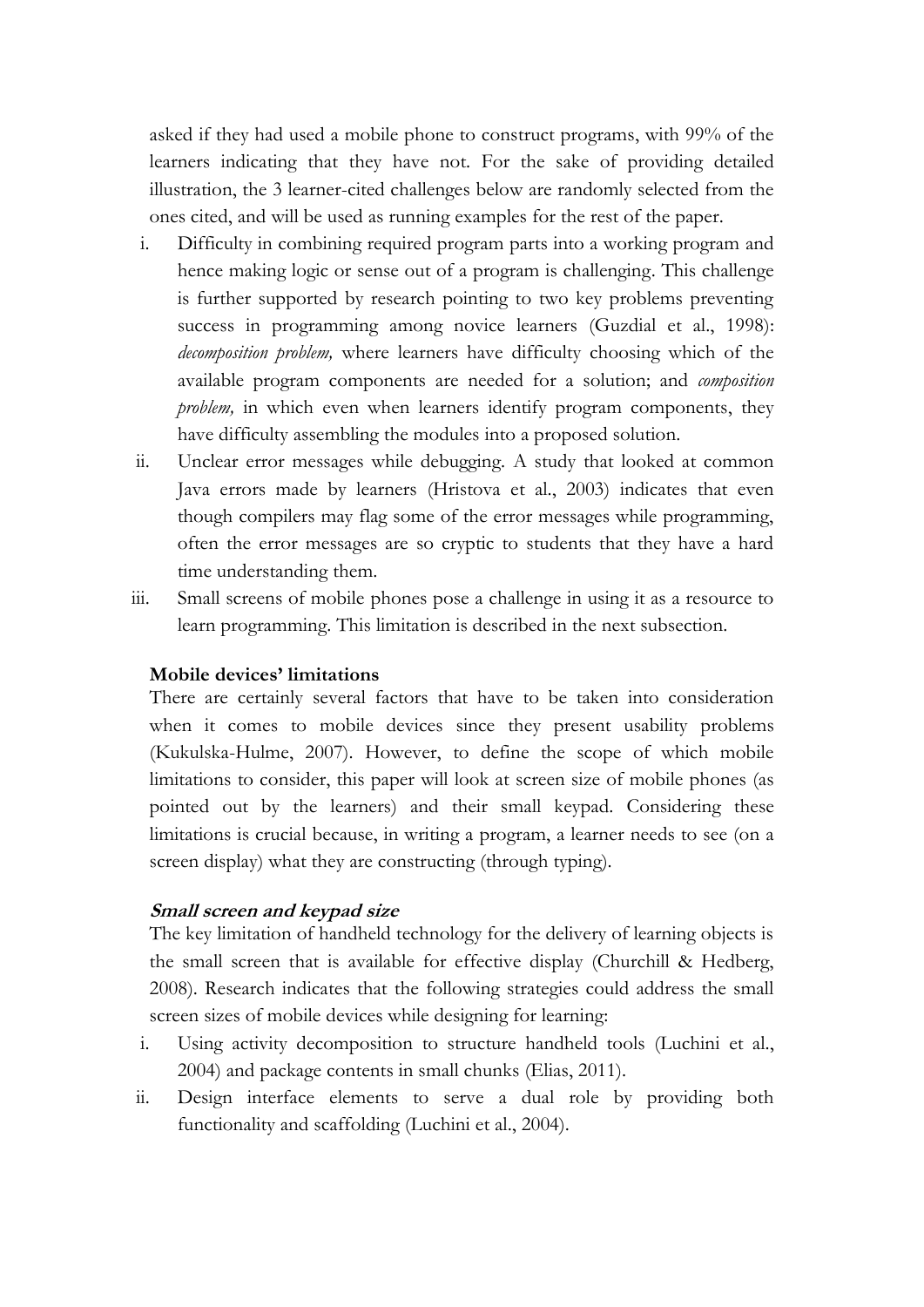asked if they had used a mobile phone to construct programs, with 99% of the learners indicating that they have not. For the sake of providing detailed illustration, the 3 learner-cited challenges below are randomly selected from the ones cited, and will be used as running examples for the rest of the paper.

i. Difficulty in combining required program parts into a working program and hence making logic or sense out of a program is challenging. This challenge is further supported by research pointing to two key problems preventing success in programming among novice learners (Guzdial et al., 1998): *decomposition problem,* where learners have difficulty choosing which of the available program components are needed for a solution; and *composition problem,* in which even when learners identify program components, they have difficulty assembling the modules into a proposed solution.
ii. Unclear error messages while debugging. A study that looked at common Java errors made by learners (Hristova et al., 2003) indicates that even though compilers may flag some of the error messages while programming, often the error messages are so cryptic to students that they have a hard time understanding them.
iii. Small screens of mobile phones pose a challenge in using it as a resource to learn programming. This limitation is described in the next subsection.

### Mobile devices' limitations

There are certainly several factors that have to be taken into consideration when it comes to mobile devices since they present usability problems (Kukulska-Hulme, 2007). However, to define the scope of which mobile limitations to consider, this paper will look at screen size of mobile phones (as pointed out by the learners) and their small keypad. Considering these limitations is crucial because, in writing a program, a learner needs to see (on a screen display) what they are constructing (through typing).

#### *Small screen and keypad size*

The key limitation of handheld technology for the delivery of learning objects is the small screen that is available for effective display (Churchill & Hedberg, 2008). Research indicates that the following strategies could address the small screen sizes of mobile devices while designing for learning:

i. Using activity decomposition to structure handheld tools (Luchini et al., 2004) and package contents in small chunks (Elias, 2011).
ii. Design interface elements to serve a dual role by providing both functionality and scaffolding (Luchini et al., 2004).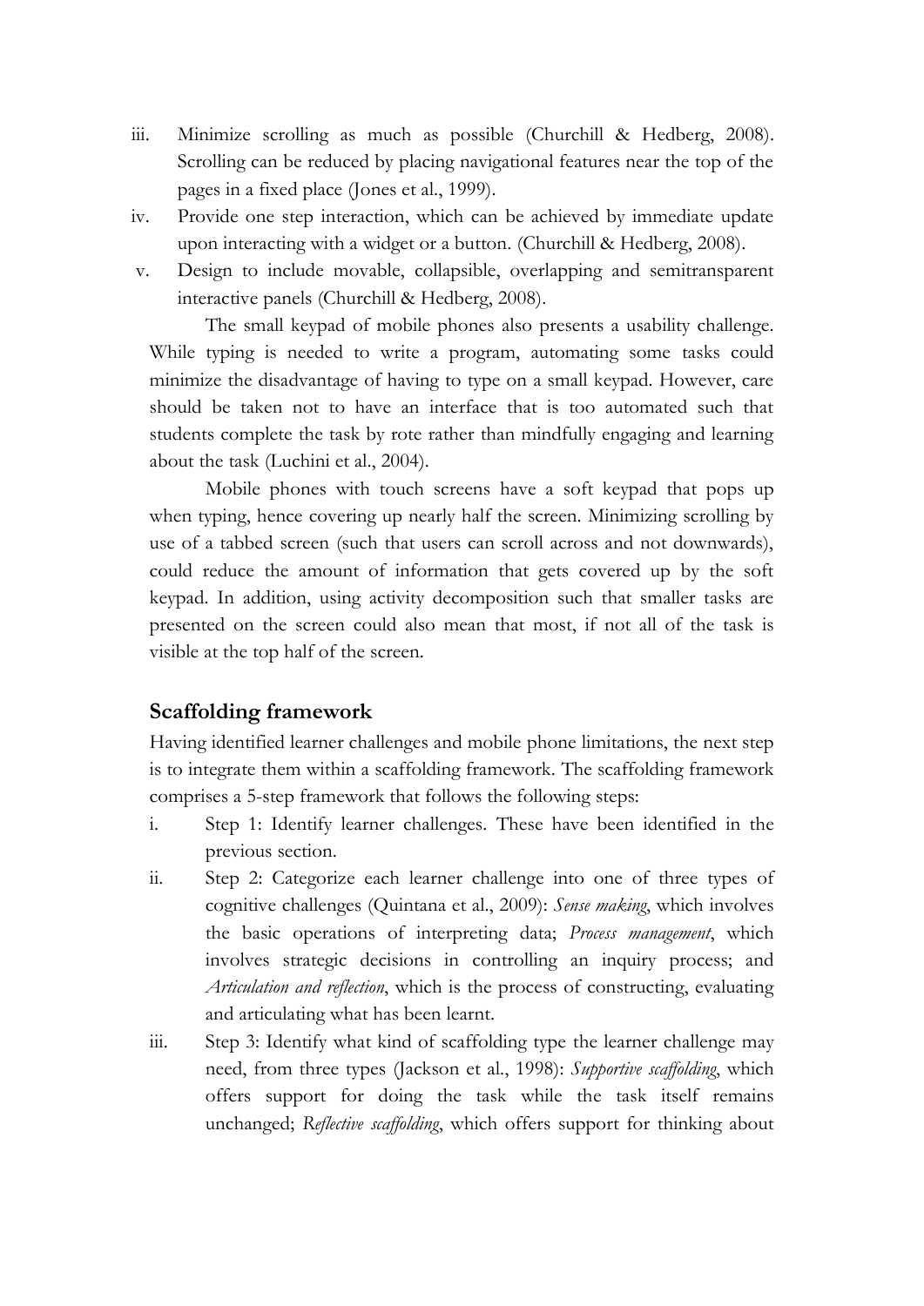iii. Minimize scrolling as much as possible (Churchill & Hedberg, 2008). Scrolling can be reduced by placing navigational features near the top of the pages in a fixed place (Jones et al., 1999).

iv. Provide one step interaction, which can be achieved by immediate update upon interacting with a widget or a button. (Churchill & Hedberg, 2008).

v. Design to include movable, collapsible, overlapping and semitransparent interactive panels (Churchill & Hedberg, 2008).

The small keypad of mobile phones also presents a usability challenge. While typing is needed to write a program, automating some tasks could minimize the disadvantage of having to type on a small keypad. However, care should be taken not to have an interface that is too automated such that students complete the task by rote rather than mindfully engaging and learning about the task (Luchini et al., 2004).

Mobile phones with touch screens have a soft keypad that pops up when typing, hence covering up nearly half the screen. Minimizing scrolling by use of a tabbed screen (such that users can scroll across and not downwards), could reduce the amount of information that gets covered up by the soft keypad. In addition, using activity decomposition such that smaller tasks are presented on the screen could also mean that most, if not all of the task is visible at the top half of the screen.

## Scaffolding framework

Having identified learner challenges and mobile phone limitations, the next step is to integrate them within a scaffolding framework. The scaffolding framework comprises a 5-step framework that follows the following steps:

i. Step 1: Identify learner challenges. These have been identified in the previous section.

ii. Step 2: Categorize each learner challenge into one of three types of cognitive challenges (Quintana et al., 2009): *Sense making*, which involves the basic operations of interpreting data; *Process management*, which involves strategic decisions in controlling an inquiry process; and *Articulation and reflection*, which is the process of constructing, evaluating and articulating what has been learnt.

iii. Step 3: Identify what kind of scaffolding type the learner challenge may need, from three types (Jackson et al., 1998): *Supportive scaffolding*, which offers support for doing the task while the task itself remains unchanged; *Reflective scaffolding*, which offers support for thinking about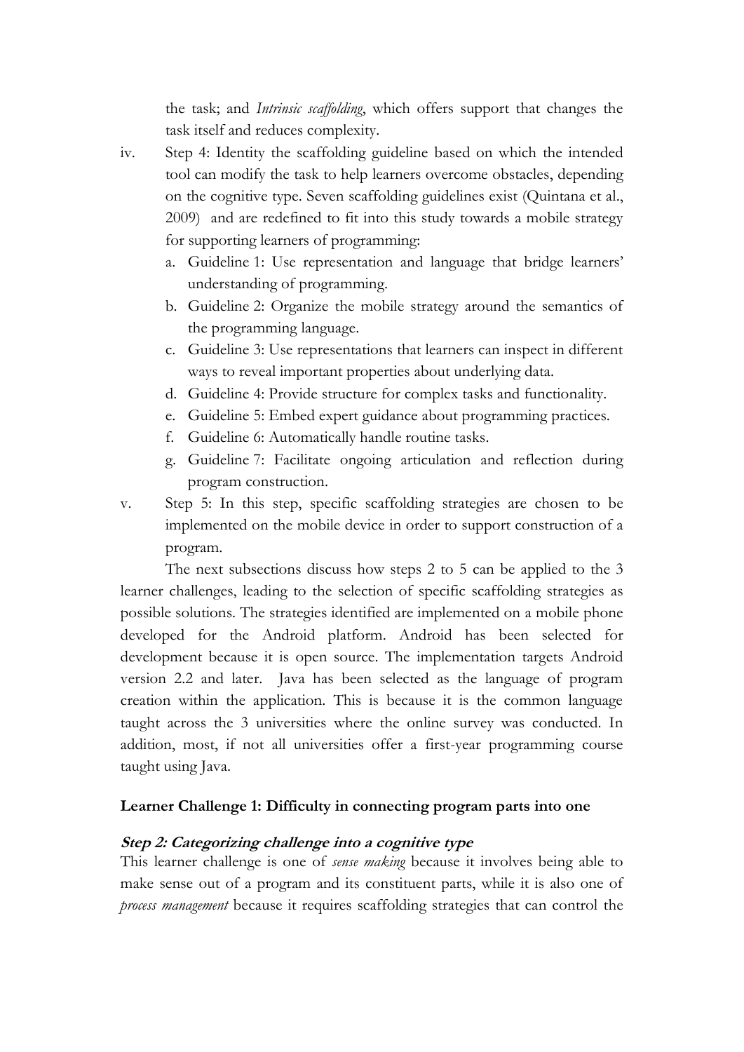the task; and *Intrinsic scaffolding*, which offers support that changes the task itself and reduces complexity.

iv. Step 4: Identity the scaffolding guideline based on which the intended tool can modify the task to help learners overcome obstacles, depending on the cognitive type. Seven scaffolding guidelines exist (Quintana et al., 2009) and are redefined to fit into this study towards a mobile strategy for supporting learners of programming:
   a. Guideline 1: Use representation and language that bridge learners' understanding of programming.
   b. Guideline 2: Organize the mobile strategy around the semantics of the programming language.
   c. Guideline 3: Use representations that learners can inspect in different ways to reveal important properties about underlying data.
   d. Guideline 4: Provide structure for complex tasks and functionality.
   e. Guideline 5: Embed expert guidance about programming practices.
   f. Guideline 6: Automatically handle routine tasks.
   g. Guideline 7: Facilitate ongoing articulation and reflection during program construction.

v. Step 5: In this step, specific scaffolding strategies are chosen to be implemented on the mobile device in order to support construction of a program.

The next subsections discuss how steps 2 to 5 can be applied to the 3 learner challenges, leading to the selection of specific scaffolding strategies as possible solutions. The strategies identified are implemented on a mobile phone developed for the Android platform. Android has been selected for development because it is open source. The implementation targets Android version 2.2 and later. Java has been selected as the language of program creation within the application. This is because it is the common language taught across the 3 universities where the online survey was conducted. In addition, most, if not all universities offer a first-year programming course taught using Java.

**Learner Challenge 1: Difficulty in connecting program parts into one**

***Step 2: Categorizing challenge into a cognitive type***

This learner challenge is one of *sense making* because it involves being able to make sense out of a program and its constituent parts, while it is also one of *process management* because it requires scaffolding strategies that can control the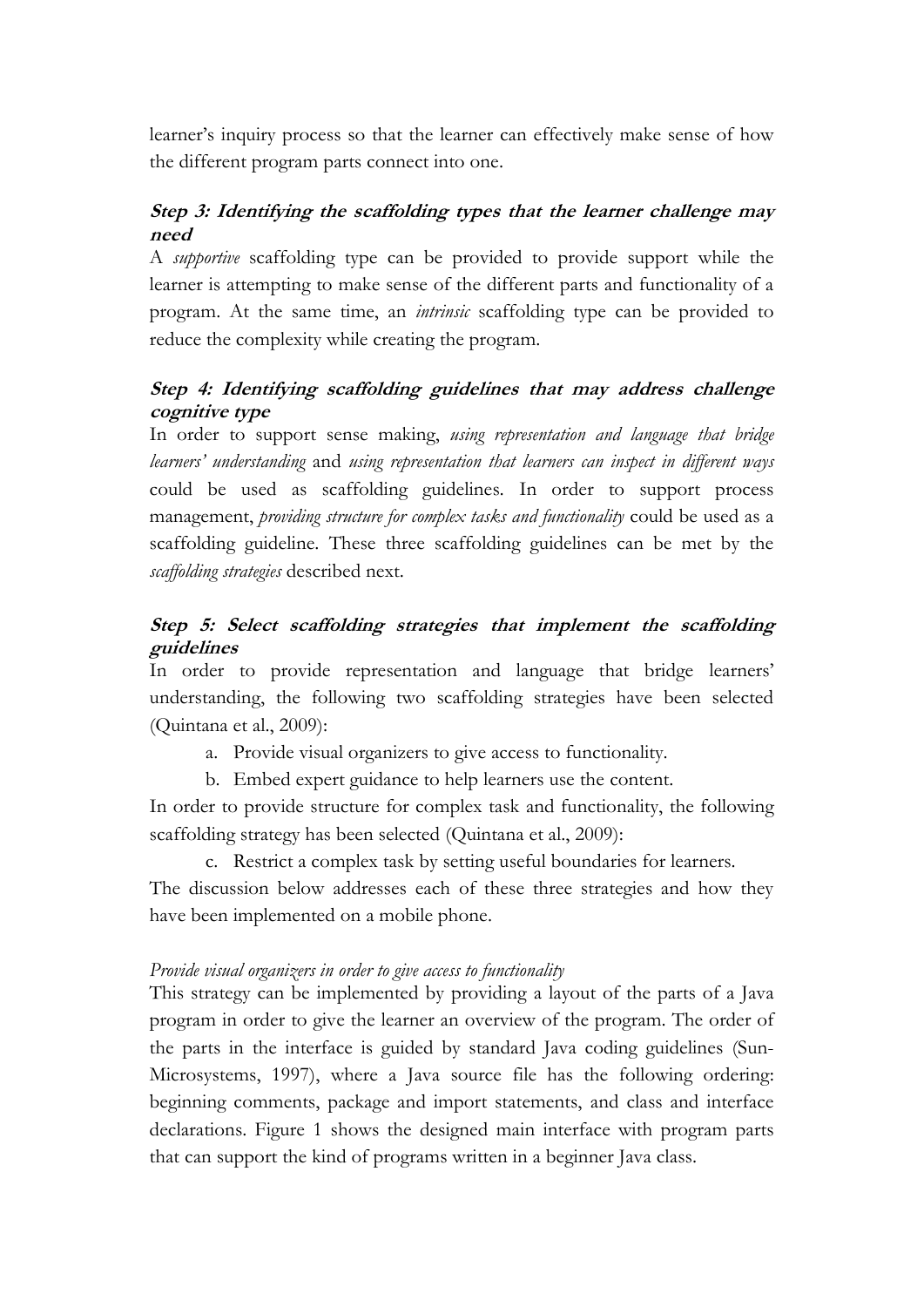learner's inquiry process so that the learner can effectively make sense of how the different program parts connect into one.

### Step 3: Identifying the scaffolding types that the learner challenge may need

A *supportive* scaffolding type can be provided to provide support while the learner is attempting to make sense of the different parts and functionality of a program. At the same time, an *intrinsic* scaffolding type can be provided to reduce the complexity while creating the program.

### Step 4: Identifying scaffolding guidelines that may address challenge cognitive type

In order to support sense making, *using representation and language that bridge learners' understanding* and *using representation that learners can inspect in different ways* could be used as scaffolding guidelines. In order to support process management, *providing structure for complex tasks and functionality* could be used as a scaffolding guideline. These three scaffolding guidelines can be met by the *scaffolding strategies* described next.

### Step 5: Select scaffolding strategies that implement the scaffolding guidelines

In order to provide representation and language that bridge learners' understanding, the following two scaffolding strategies have been selected (Quintana et al., 2009):

a. Provide visual organizers to give access to functionality.
b. Embed expert guidance to help learners use the content.

In order to provide structure for complex task and functionality, the following scaffolding strategy has been selected (Quintana et al., 2009):

c. Restrict a complex task by setting useful boundaries for learners.

The discussion below addresses each of these three strategies and how they have been implemented on a mobile phone.

*Provide visual organizers in order to give access to functionality*

This strategy can be implemented by providing a layout of the parts of a Java program in order to give the learner an overview of the program. The order of the parts in the interface is guided by standard Java coding guidelines (Sun-Microsystems, 1997), where a Java source file has the following ordering: beginning comments, package and import statements, and class and interface declarations. Figure 1 shows the designed main interface with program parts that can support the kind of programs written in a beginner Java class.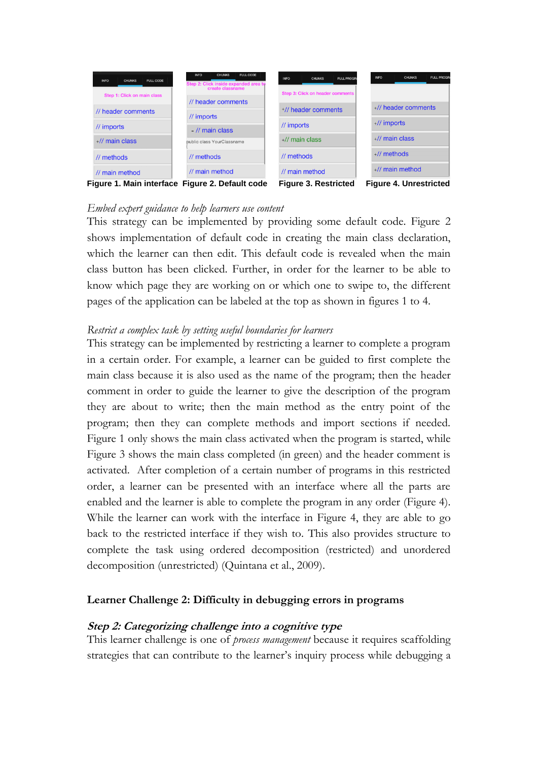Figure 1. Main interface Figure 2. Default code Figure 3. Restricted Figure 4. Unrestricted

*Embed expert guidance to help learners use content*

This strategy can be implemented by providing some default code. Figure 2 shows implementation of default code in creating the main class declaration, which the learner can then edit. This default code is revealed when the main class button has been clicked. Further, in order for the learner to be able to know which page they are working on or which one to swipe to, the different pages of the application can be labeled at the top as shown in figures 1 to 4.

*Restrict a complex task by setting useful boundaries for learners*

This strategy can be implemented by restricting a learner to complete a program in a certain order. For example, a learner can be guided to first complete the main class because it is also used as the name of the program; then the header comment in order to guide the learner to give the description of the program they are about to write; then the main method as the entry point of the program; then they can complete methods and import sections if needed. Figure 1 only shows the main class activated when the program is started, while Figure 3 shows the main class completed (in green) and the header comment is activated. After completion of a certain number of programs in this restricted order, a learner can be presented with an interface where all the parts are enabled and the learner is able to complete the program in any order (Figure 4). While the learner can work with the interface in Figure 4, they are able to go back to the restricted interface if they wish to. This also provides structure to complete the task using ordered decomposition (restricted) and unordered decomposition (unrestricted) (Quintana et al., 2009).

**Learner Challenge 2: Difficulty in debugging errors in programs**

***Step 2: Categorizing challenge into a cognitive type***

This learner challenge is one of *process management* because it requires scaffolding strategies that can contribute to the learner's inquiry process while debugging a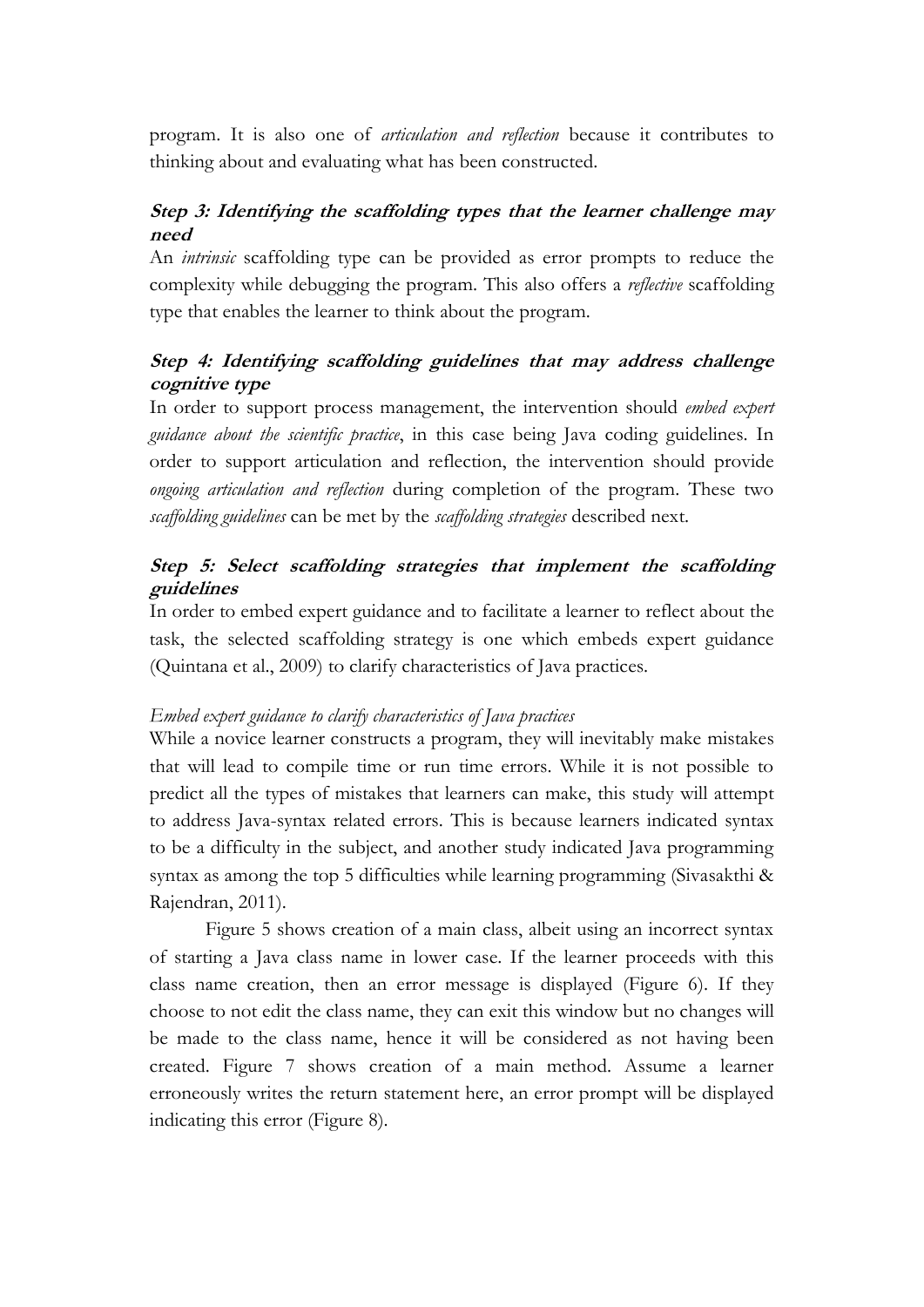program. It is also one of *articulation and reflection* because it contributes to thinking about and evaluating what has been constructed.

### Step 3: Identifying the scaffolding types that the learner challenge may need

An *intrinsic* scaffolding type can be provided as error prompts to reduce the complexity while debugging the program. This also offers a *reflective* scaffolding type that enables the learner to think about the program.

### Step 4: Identifying scaffolding guidelines that may address challenge cognitive type

In order to support process management, the intervention should *embed expert guidance about the scientific practice*, in this case being Java coding guidelines. In order to support articulation and reflection, the intervention should provide *ongoing articulation and reflection* during completion of the program. These two *scaffolding guidelines* can be met by the *scaffolding strategies* described next.

### Step 5: Select scaffolding strategies that implement the scaffolding guidelines

In order to embed expert guidance and to facilitate a learner to reflect about the task, the selected scaffolding strategy is one which embeds expert guidance (Quintana et al., 2009) to clarify characteristics of Java practices.

*Embed expert guidance to clarify characteristics of Java practices*

While a novice learner constructs a program, they will inevitably make mistakes that will lead to compile time or run time errors. While it is not possible to predict all the types of mistakes that learners can make, this study will attempt to address Java-syntax related errors. This is because learners indicated syntax to be a difficulty in the subject, and another study indicated Java programming syntax as among the top 5 difficulties while learning programming (Sivasakthi & Rajendran, 2011).

Figure 5 shows creation of a main class, albeit using an incorrect syntax of starting a Java class name in lower case. If the learner proceeds with this class name creation, then an error message is displayed (Figure 6). If they choose to not edit the class name, they can exit this window but no changes will be made to the class name, hence it will be considered as not having been created. Figure 7 shows creation of a main method. Assume a learner erroneously writes the return statement here, an error prompt will be displayed indicating this error (Figure 8).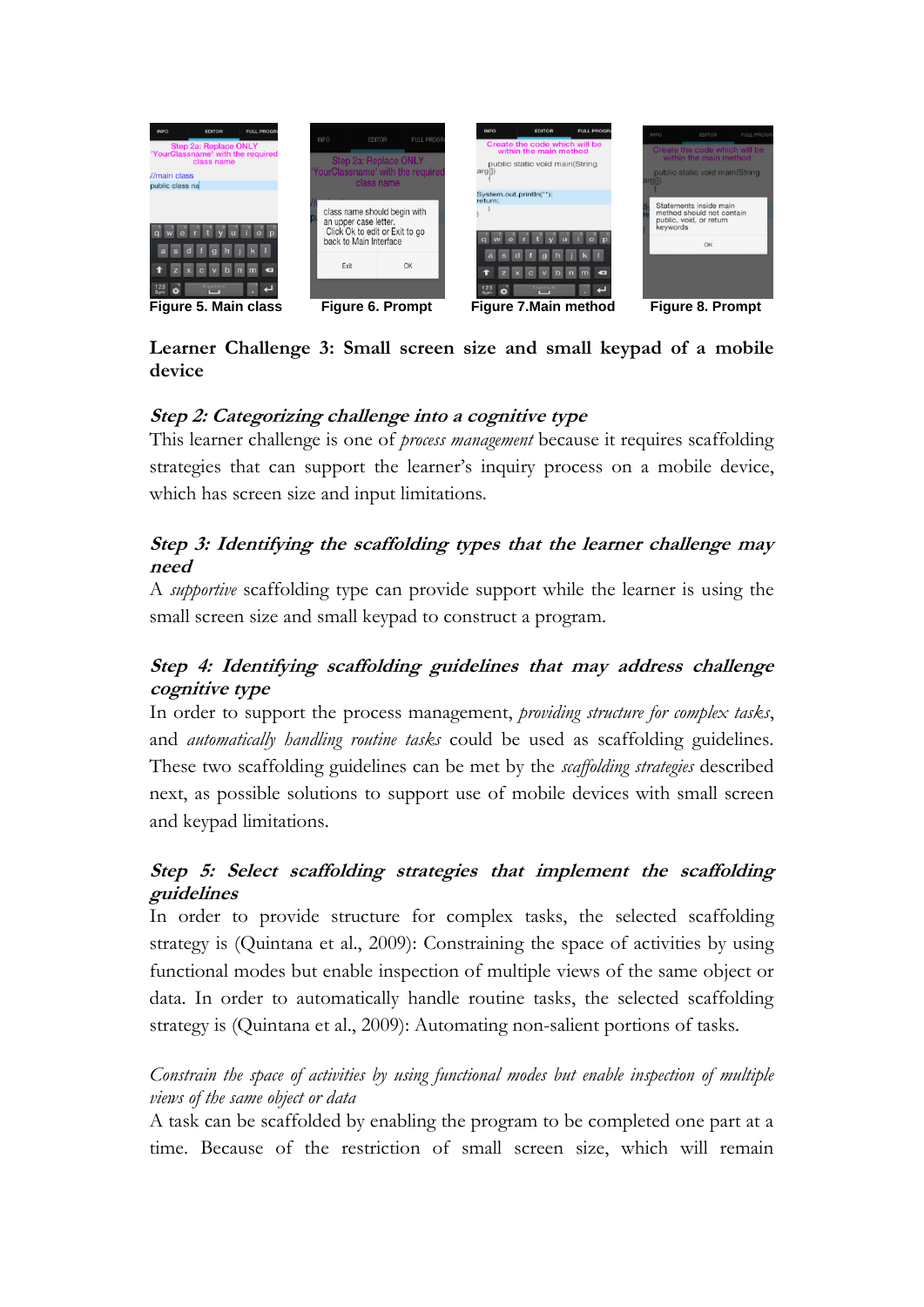Figure 5. Main class Figure 6. Prompt Figure 7.Main method Figure 8. Prompt

**Learner Challenge 3: Small screen size and small keypad of a mobile device**

***Step 2: Categorizing challenge into a cognitive type***

This learner challenge is one of *process management* because it requires scaffolding strategies that can support the learner's inquiry process on a mobile device, which has screen size and input limitations.

***Step 3: Identifying the scaffolding types that the learner challenge may need***

A *supportive* scaffolding type can provide support while the learner is using the small screen size and small keypad to construct a program.

***Step 4: Identifying scaffolding guidelines that may address challenge cognitive type***

In order to support the process management, *providing structure for complex tasks*, and *automatically handling routine tasks* could be used as scaffolding guidelines. These two scaffolding guidelines can be met by the *scaffolding strategies* described next, as possible solutions to support use of mobile devices with small screen and keypad limitations.

***Step 5: Select scaffolding strategies that implement the scaffolding guidelines***

In order to provide structure for complex tasks, the selected scaffolding strategy is (Quintana et al., 2009): Constraining the space of activities by using functional modes but enable inspection of multiple views of the same object or data. In order to automatically handle routine tasks, the selected scaffolding strategy is (Quintana et al., 2009): Automating non-salient portions of tasks.

*Constrain the space of activities by using functional modes but enable inspection of multiple views of the same object or data*

A task can be scaffolded by enabling the program to be completed one part at a time. Because of the restriction of small screen size, which will remain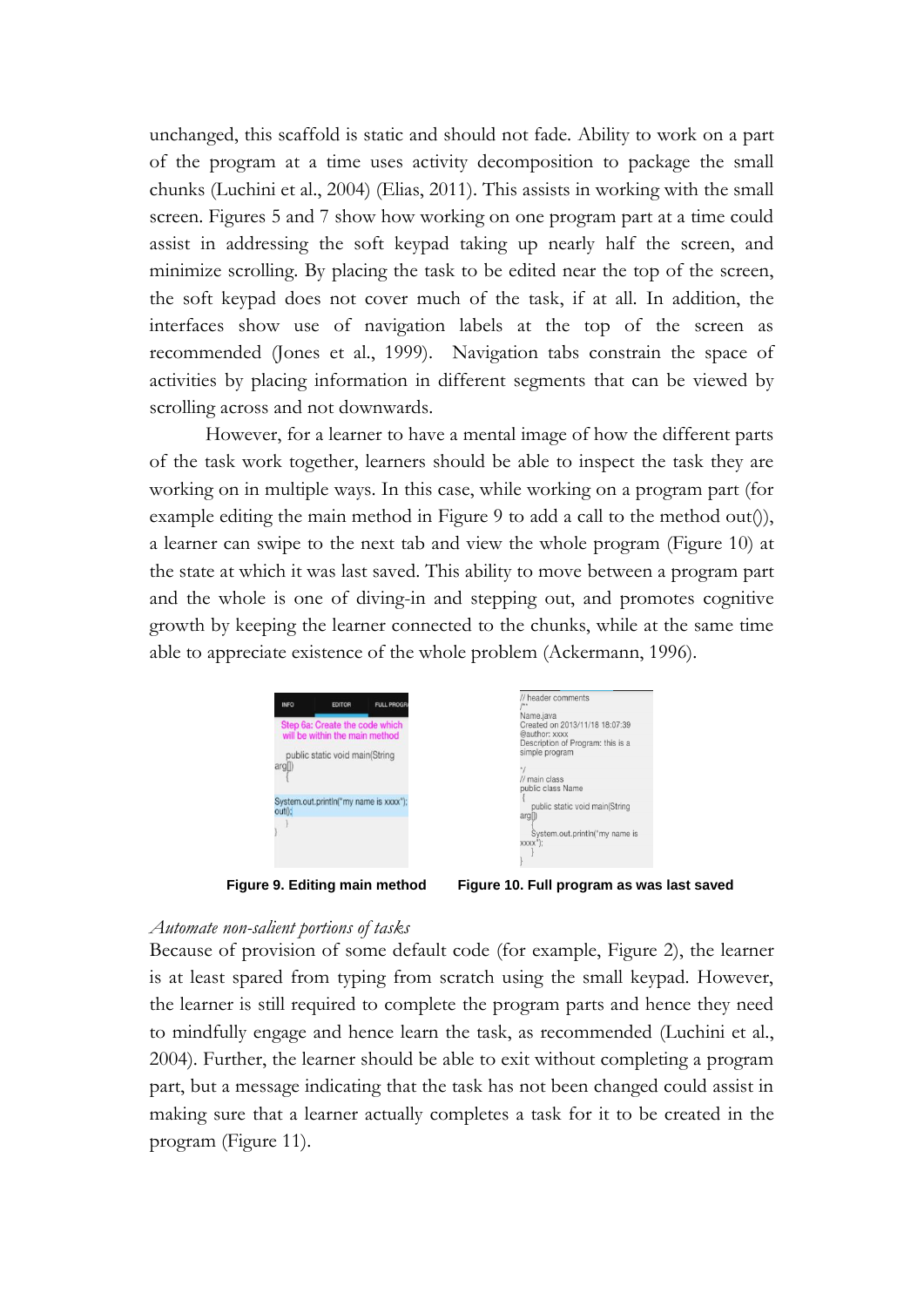unchanged, this scaffold is static and should not fade. Ability to work on a part of the program at a time uses activity decomposition to package the small chunks (Luchini et al., 2004) (Elias, 2011). This assists in working with the small screen. Figures 5 and 7 show how working on one program part at a time could assist in addressing the soft keypad taking up nearly half the screen, and minimize scrolling. By placing the task to be edited near the top of the screen, the soft keypad does not cover much of the task, if at all. In addition, the interfaces show use of navigation labels at the top of the screen as recommended (Jones et al., 1999). Navigation tabs constrain the space of activities by placing information in different segments that can be viewed by scrolling across and not downwards.

However, for a learner to have a mental image of how the different parts of the task work together, learners should be able to inspect the task they are working on in multiple ways. In this case, while working on a program part (for example editing the main method in Figure 9 to add a call to the method out()), a learner can swipe to the next tab and view the whole program (Figure 10) at the state at which it was last saved. This ability to move between a program part and the whole is one of diving-in and stepping out, and promotes cognitive growth by keeping the learner connected to the chunks, while at the same time able to appreciate existence of the whole problem (Ackermann, 1996).

**Figure 9. Editing main method** **Figure 10. Full program as was last saved**

*Automate non-salient portions of tasks*

Because of provision of some default code (for example, Figure 2), the learner is at least spared from typing from scratch using the small keypad. However, the learner is still required to complete the program parts and hence they need to mindfully engage and hence learn the task, as recommended (Luchini et al., 2004). Further, the learner should be able to exit without completing a program part, but a message indicating that the task has not been changed could assist in making sure that a learner actually completes a task for it to be created in the program (Figure 11).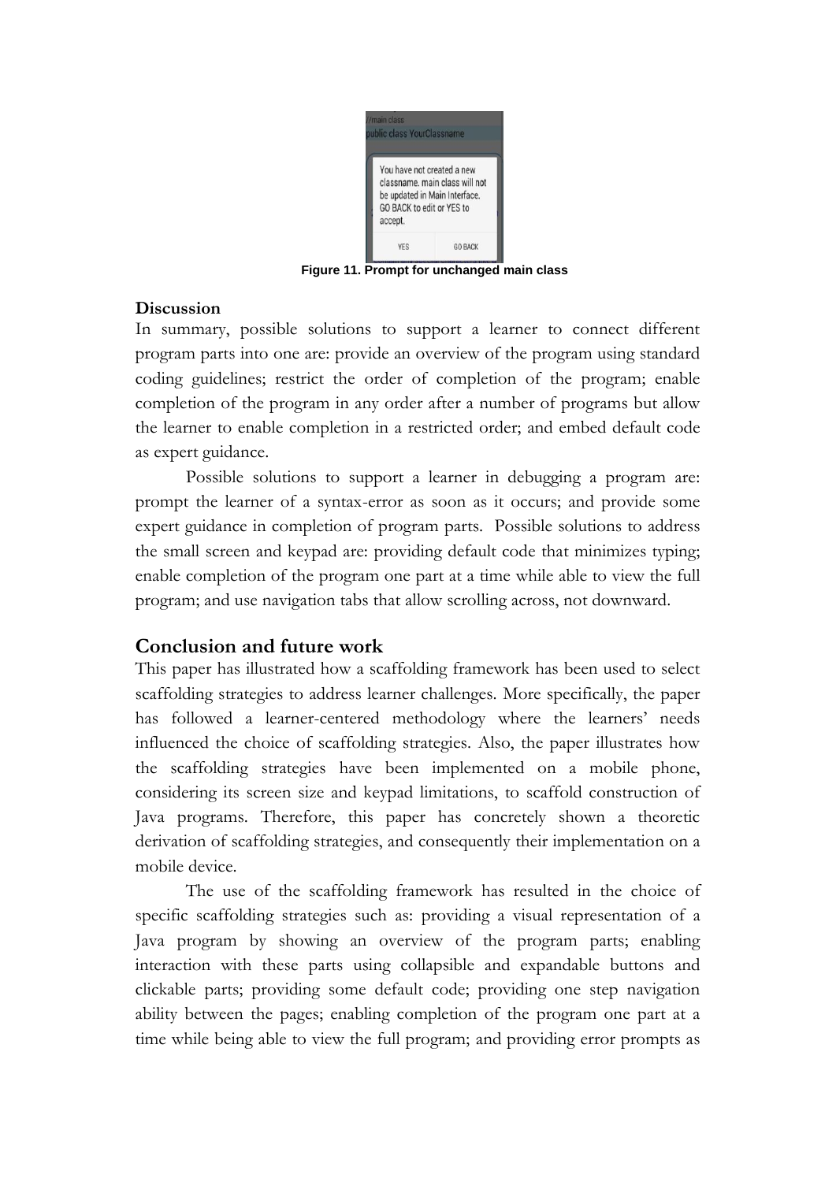Figure 11. Prompt for unchanged main class

### Discussion

In summary, possible solutions to support a learner to connect different program parts into one are: provide an overview of the program using standard coding guidelines; restrict the order of completion of the program; enable completion of the program in any order after a number of programs but allow the learner to enable completion in a restricted order; and embed default code as expert guidance.

Possible solutions to support a learner in debugging a program are: prompt the learner of a syntax-error as soon as it occurs; and provide some expert guidance in completion of program parts. Possible solutions to address the small screen and keypad are: providing default code that minimizes typing; enable completion of the program one part at a time while able to view the full program; and use navigation tabs that allow scrolling across, not downward.

## Conclusion and future work

This paper has illustrated how a scaffolding framework has been used to select scaffolding strategies to address learner challenges. More specifically, the paper has followed a learner-centered methodology where the learners' needs influenced the choice of scaffolding strategies. Also, the paper illustrates how the scaffolding strategies have been implemented on a mobile phone, considering its screen size and keypad limitations, to scaffold construction of Java programs. Therefore, this paper has concretely shown a theoretic derivation of scaffolding strategies, and consequently their implementation on a mobile device.

The use of the scaffolding framework has resulted in the choice of specific scaffolding strategies such as: providing a visual representation of a Java program by showing an overview of the program parts; enabling interaction with these parts using collapsible and expandable buttons and clickable parts; providing some default code; providing one step navigation ability between the pages; enabling completion of the program one part at a time while being able to view the full program; and providing error prompts as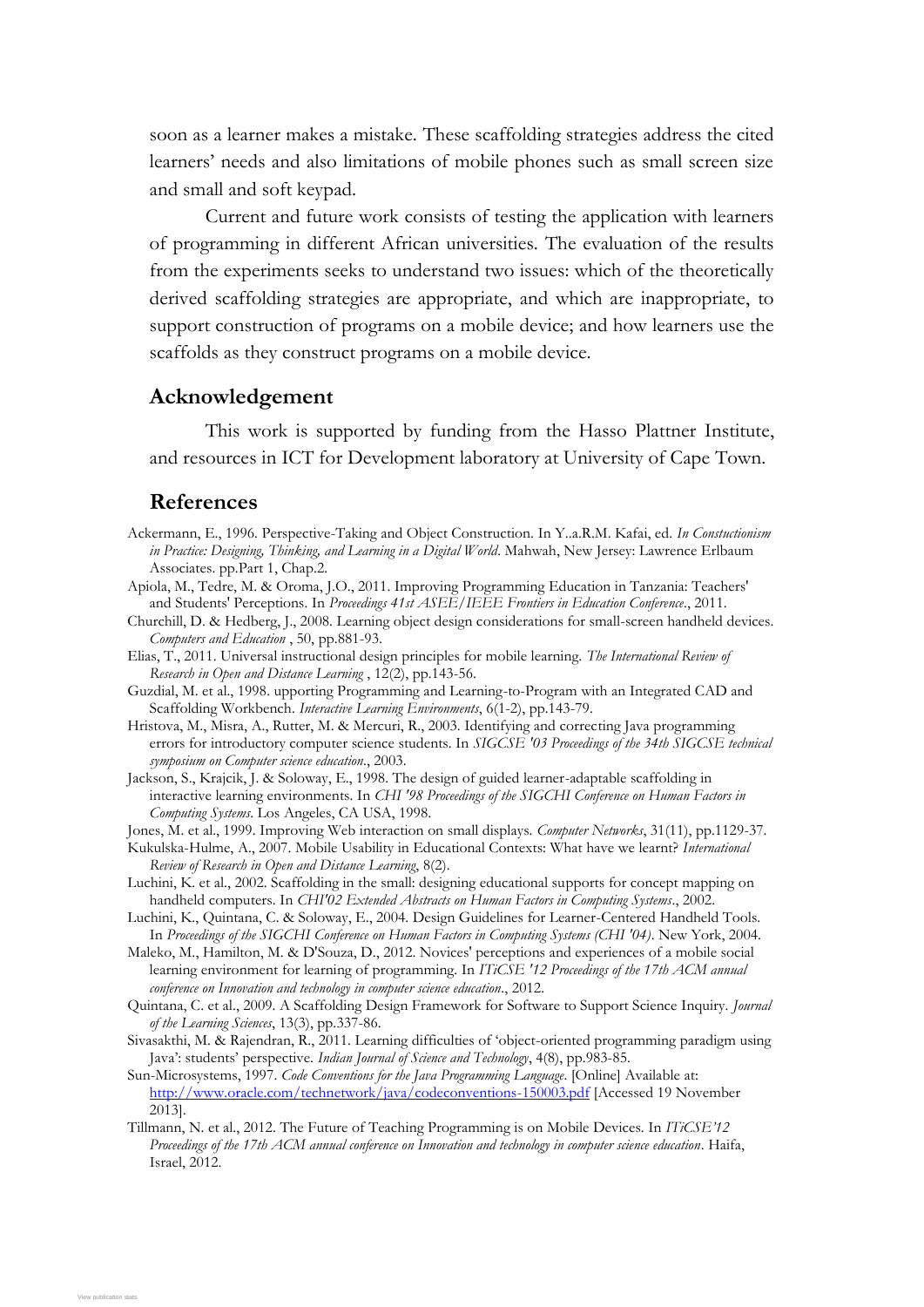soon as a learner makes a mistake. These scaffolding strategies address the cited learners' needs and also limitations of mobile phones such as small screen size and small and soft keypad.

Current and future work consists of testing the application with learners of programming in different African universities. The evaluation of the results from the experiments seeks to understand two issues: which of the theoretically derived scaffolding strategies are appropriate, and which are inappropriate, to support construction of programs on a mobile device; and how learners use the scaffolds as they construct programs on a mobile device.

## Acknowledgement

This work is supported by funding from the Hasso Plattner Institute, and resources in ICT for Development laboratory at University of Cape Town.

## References

Ackermann, E., 1996. Perspective-Taking and Object Construction. In Y..a.R.M. Kafai, ed. *In Constuctionism in Practice: Designing, Thinking, and Learning in a Digital World*. Mahwah, New Jersey: Lawrence Erlbaum Associates. pp.Part 1, Chap.2.

Apiola, M., Tedre, M. & Oroma, J.O., 2011. Improving Programming Education in Tanzania: Teachers' and Students' Perceptions. In *Proceedings 41st ASEE/IEEE Frontiers in Education Conference*., 2011.

Churchill, D. & Hedberg, J., 2008. Learning object design considerations for small-screen handheld devices. *Computers and Education* , 50, pp.881-93.

Elias, T., 2011. Universal instructional design principles for mobile learning. *The International Review of Research in Open and Distance Learning* , 12(2), pp.143-56.

Guzdial, M. et al., 1998. upporting Programming and Learning-to-Program with an Integrated CAD and Scaffolding Workbench. *Interactive Learning Environments*, 6(1-2), pp.143-79.

Hristova, M., Misra, A., Rutter, M. & Mercuri, R., 2003. Identifying and correcting Java programming errors for introductory computer science students. In *SIGCSE '03 Proceedings of the 34th SIGCSE technical symposium on Computer science education*., 2003.

Jackson, S., Krajcik, J. & Soloway, E., 1998. The design of guided learner-adaptable scaffolding in interactive learning environments. In *CHI '98 Proceedings of the SIGCHI Conference on Human Factors in Computing Systems*. Los Angeles, CA USA, 1998.

Jones, M. et al., 1999. Improving Web interaction on small displays. *Computer Networks*, 31(11), pp.1129-37.

Kukulska-Hulme, A., 2007. Mobile Usability in Educational Contexts: What have we learnt? *International Review of Research in Open and Distance Learning*, 8(2).

Luchini, K. et al., 2002. Scaffolding in the small: designing educational supports for concept mapping on handheld computers. In *CHI'02 Extended Abstracts on Human Factors in Computing Systems*., 2002.

Luchini, K., Quintana, C. & Soloway, E., 2004. Design Guidelines for Learner-Centered Handheld Tools. In *Proceedings of the SIGCHI Conference on Human Factors in Computing Systems (CHI '04)*. New York, 2004.

Maleko, M., Hamilton, M. & D'Souza, D., 2012. Novices' perceptions and experiences of a mobile social learning environment for learning of programming. In *ITiCSE '12 Proceedings of the 17th ACM annual conference on Innovation and technology in computer science education*., 2012.

Quintana, C. et al., 2009. A Scaffolding Design Framework for Software to Support Science Inquiry. *Journal of the Learning Sciences*, 13(3), pp.337-86.

Sivasakthi, M. & Rajendran, R., 2011. Learning difficulties of 'object-oriented programming paradigm using Java': students' perspective. *Indian Journal of Science and Technology*, 4(8), pp.983-85.

Sun-Microsystems, 1997. *Code Conventions for the Java Programming Language*. [Online] Available at: http://www.oracle.com/technetwork/java/codeconventions-150003.pdf [Accessed 19 November 2013].

Tillmann, N. et al., 2012. The Future of Teaching Programming is on Mobile Devices. In *ITiCSE'12 Proceedings of the 17th ACM annual conference on Innovation and technology in computer science education*. Haifa, Israel, 2012.